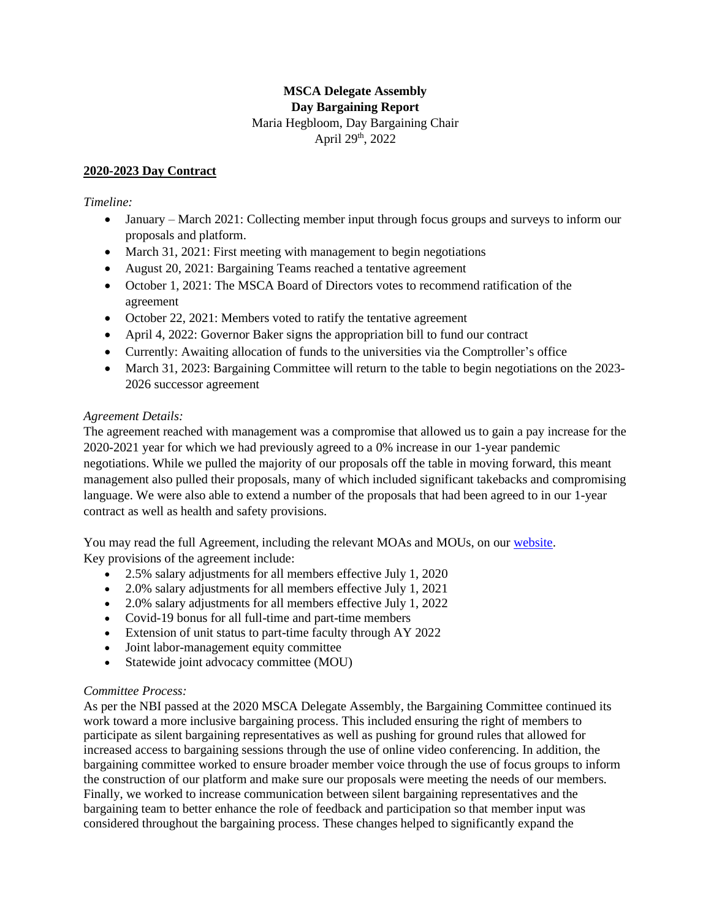**MSCA Delegate Assembly**
**Day Bargaining Report**
Maria Hegbloom, Day Bargaining Chair
April 29th, 2022

## 2020-2023 Day Contract

*Timeline:*

- January – March 2021: Collecting member input through focus groups and surveys to inform our proposals and platform.
- March 31, 2021: First meeting with management to begin negotiations
- August 20, 2021: Bargaining Teams reached a tentative agreement
- October 1, 2021: The MSCA Board of Directors votes to recommend ratification of the agreement
- October 22, 2021: Members voted to ratify the tentative agreement
- April 4, 2022: Governor Baker signs the appropriation bill to fund our contract
- Currently: Awaiting allocation of funds to the universities via the Comptroller's office
- March 31, 2023: Bargaining Committee will return to the table to begin negotiations on the 2023-2026 successor agreement

*Agreement Details:*
The agreement reached with management was a compromise that allowed us to gain a pay increase for the 2020-2021 year for which we had previously agreed to a 0% increase in our 1-year pandemic negotiations. While we pulled the majority of our proposals off the table in moving forward, this meant management also pulled their proposals, many of which included significant takebacks and compromising language. We were also able to extend a number of the proposals that had been agreed to in our 1-year contract as well as health and safety provisions.

You may read the full Agreement, including the relevant MOAs and MOUs, on our website.
Key provisions of the agreement include:

- 2.5% salary adjustments for all members effective July 1, 2020
- 2.0% salary adjustments for all members effective July 1, 2021
- 2.0% salary adjustments for all members effective July 1, 2022
- Covid-19 bonus for all full-time and part-time members
- Extension of unit status to part-time faculty through AY 2022
- Joint labor-management equity committee
- Statewide joint advocacy committee (MOU)

*Committee Process:*
As per the NBI passed at the 2020 MSCA Delegate Assembly, the Bargaining Committee continued its work toward a more inclusive bargaining process. This included ensuring the right of members to participate as silent bargaining representatives as well as pushing for ground rules that allowed for increased access to bargaining sessions through the use of online video conferencing. In addition, the bargaining committee worked to ensure broader member voice through the use of focus groups to inform the construction of our platform and make sure our proposals were meeting the needs of our members. Finally, we worked to increase communication between silent bargaining representatives and the bargaining team to better enhance the role of feedback and participation so that member input was considered throughout the bargaining process. These changes helped to significantly expand the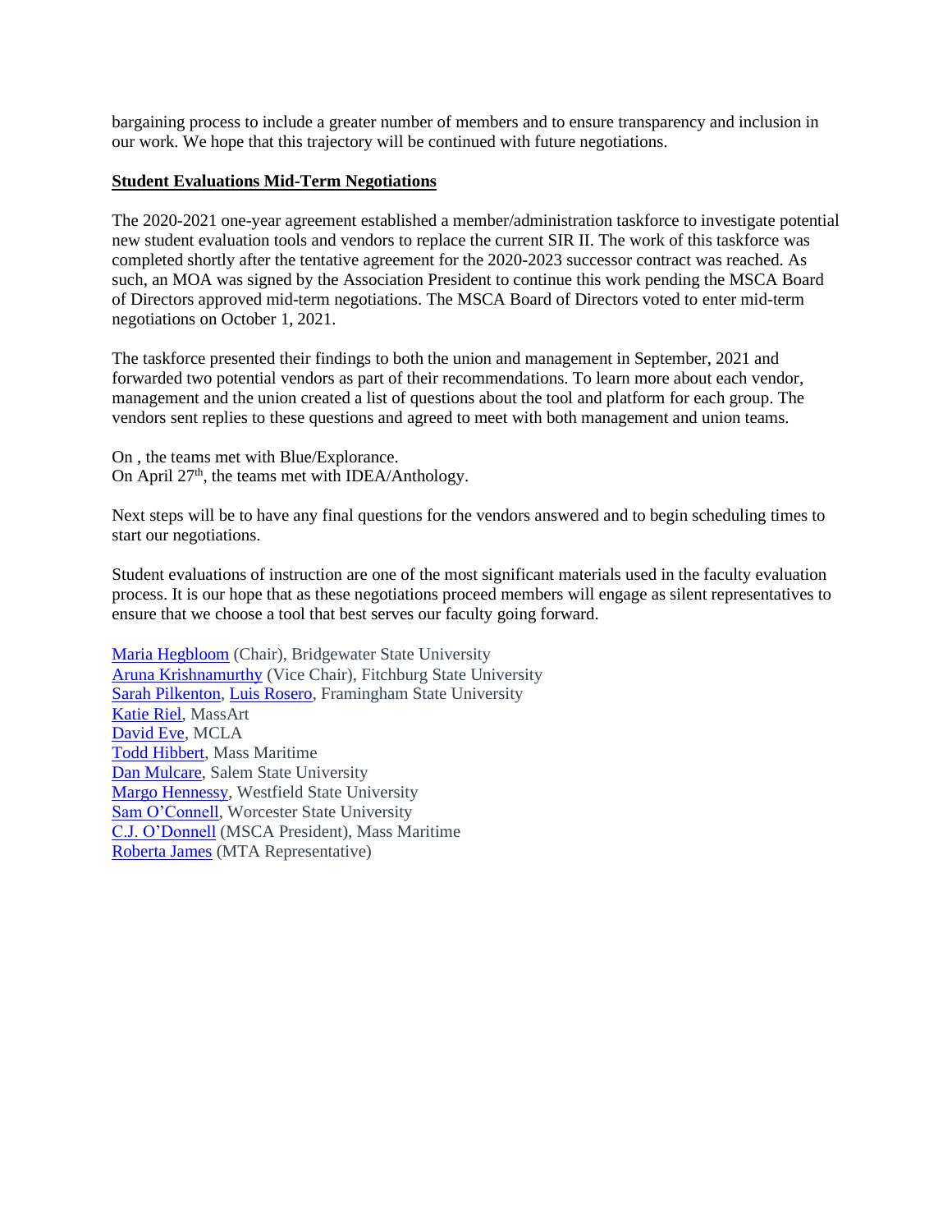bargaining process to include a greater number of members and to ensure transparency and inclusion in our work. We hope that this trajectory will be continued with future negotiations.

**Student Evaluations Mid-Term Negotiations**

The 2020-2021 one-year agreement established a member/administration taskforce to investigate potential new student evaluation tools and vendors to replace the current SIR II. The work of this taskforce was completed shortly after the tentative agreement for the 2020-2023 successor contract was reached. As such, an MOA was signed by the Association President to continue this work pending the MSCA Board of Directors approved mid-term negotiations. The MSCA Board of Directors voted to enter mid-term negotiations on October 1, 2021.

The taskforce presented their findings to both the union and management in September, 2021 and forwarded two potential vendors as part of their recommendations. To learn more about each vendor, management and the union created a list of questions about the tool and platform for each group. The vendors sent replies to these questions and agreed to meet with both management and union teams.

On , the teams met with Blue/Explorance.
On April 27th, the teams met with IDEA/Anthology.

Next steps will be to have any final questions for the vendors answered and to begin scheduling times to start our negotiations.

Student evaluations of instruction are one of the most significant materials used in the faculty evaluation process. It is our hope that as these negotiations proceed members will engage as silent representatives to ensure that we choose a tool that best serves our faculty going forward.

Maria Hegbloom (Chair), Bridgewater State University
Aruna Krishnamurthy (Vice Chair), Fitchburg State University
Sarah Pilkenton, Luis Rosero, Framingham State University
Katie Riel, MassArt
David Eve, MCLA
Todd Hibbert, Mass Maritime
Dan Mulcare, Salem State University
Margo Hennessy, Westfield State University
Sam O'Connell, Worcester State University
C.J. O'Donnell (MSCA President), Mass Maritime
Roberta James (MTA Representative)